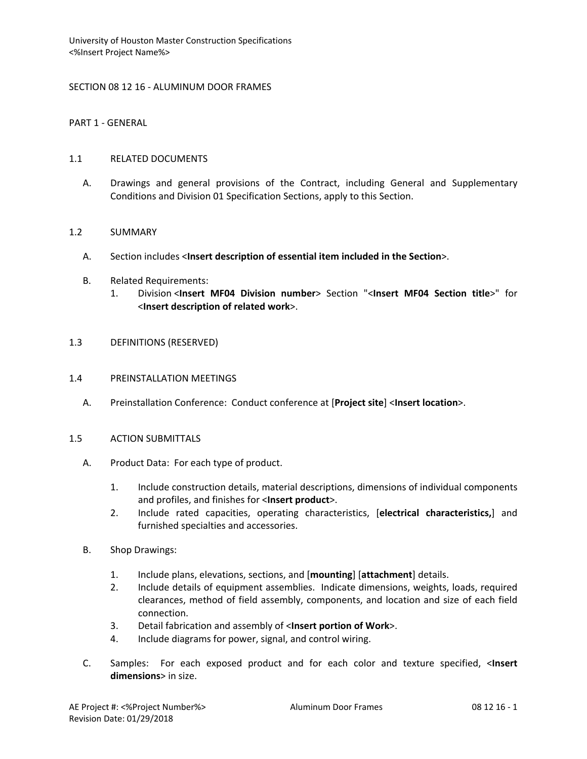University of Houston Master Construction Specifications
<%Insert Project Name%>

# SECTION 08 12 16 - ALUMINUM DOOR FRAMES

## PART 1 - GENERAL

### 1.1 RELATED DOCUMENTS

A. Drawings and general provisions of the Contract, including General and Supplementary Conditions and Division 01 Specification Sections, apply to this Section.

### 1.2 SUMMARY

A. Section includes <**Insert description of essential item included in the Section**>.

B. Related Requirements:
   1. Division <**Insert MF04 Division number**> Section "<**Insert MF04 Section title**>" for <**Insert description of related work**>.

### 1.3 DEFINITIONS (RESERVED)

### 1.4 PREINSTALLATION MEETINGS

A. Preinstallation Conference: Conduct conference at [**Project site**] <**Insert location**>.

### 1.5 ACTION SUBMITTALS

A. Product Data: For each type of product.

   1. Include construction details, material descriptions, dimensions of individual components and profiles, and finishes for <**Insert product**>.
   2. Include rated capacities, operating characteristics, [**electrical characteristics,**] and furnished specialties and accessories.

B. Shop Drawings:

   1. Include plans, elevations, sections, and [**mounting**] [**attachment**] details.
   2. Include details of equipment assemblies. Indicate dimensions, weights, loads, required clearances, method of field assembly, components, and location and size of each field connection.
   3. Detail fabrication and assembly of <**Insert portion of Work**>.
   4. Include diagrams for power, signal, and control wiring.

C. Samples: For each exposed product and for each color and texture specified, <**Insert dimensions**> in size.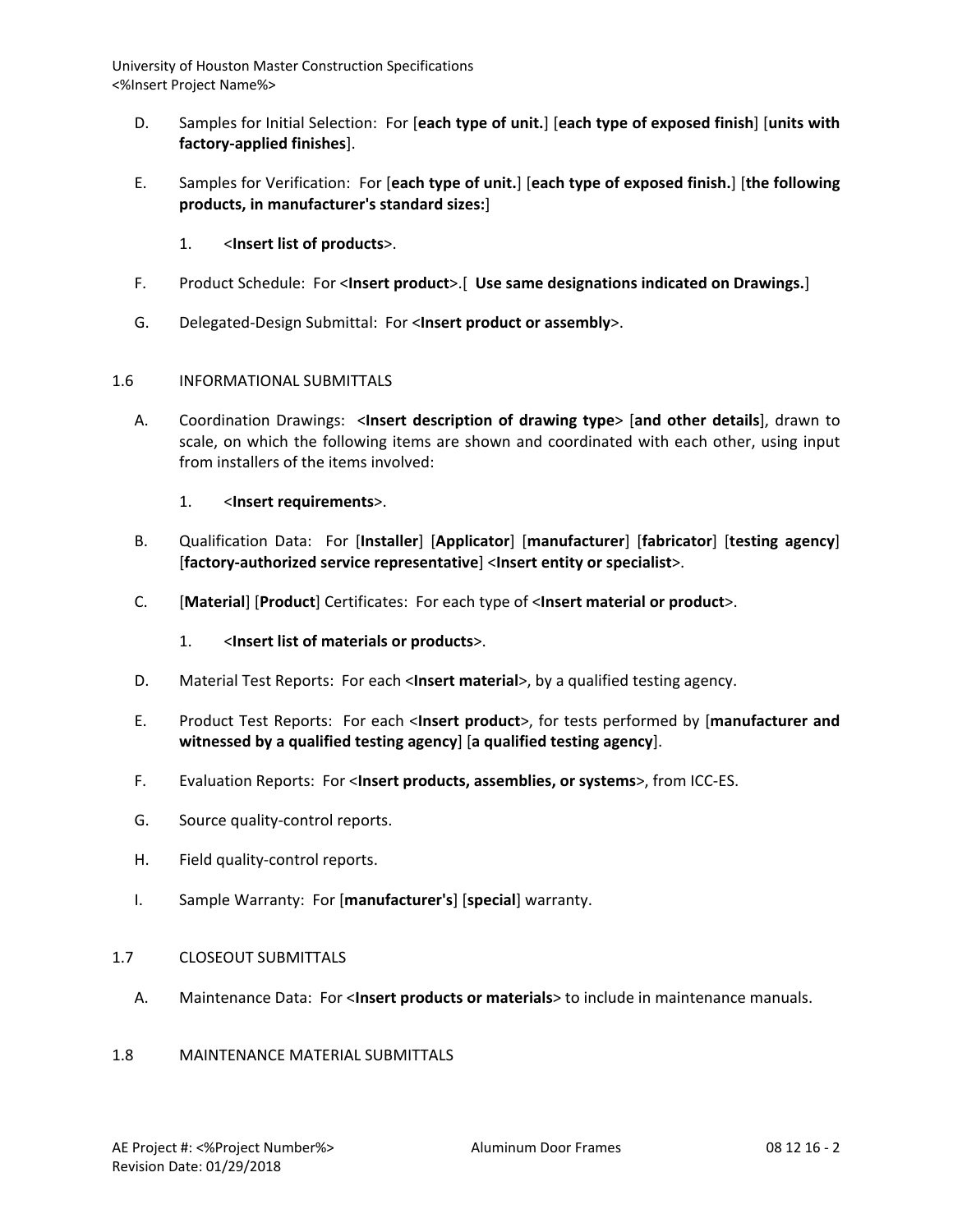D. Samples for Initial Selection: For [**each type of unit.**] [**each type of exposed finish**] [**units with factory-applied finishes**].

E. Samples for Verification: For [**each type of unit.**] [**each type of exposed finish.**] [**the following products, in manufacturer's standard sizes:**]

1. <**Insert list of products**>.

F. Product Schedule: For <**Insert product**>.[ **Use same designations indicated on Drawings.**]

G. Delegated-Design Submittal: For <**Insert product or assembly**>.

## 1.6 INFORMATIONAL SUBMITTALS

A. Coordination Drawings: <**Insert description of drawing type**> [**and other details**], drawn to scale, on which the following items are shown and coordinated with each other, using input from installers of the items involved:

1. <**Insert requirements**>.

B. Qualification Data: For [**Installer**] [**Applicator**] [**manufacturer**] [**fabricator**] [**testing agency**] [**factory-authorized service representative**] <**Insert entity or specialist**>.

C. [**Material**] [**Product**] Certificates: For each type of <**Insert material or product**>.

1. <**Insert list of materials or products**>.

D. Material Test Reports: For each <**Insert material**>, by a qualified testing agency.

E. Product Test Reports: For each <**Insert product**>, for tests performed by [**manufacturer and witnessed by a qualified testing agency**] [**a qualified testing agency**].

F. Evaluation Reports: For <**Insert products, assemblies, or systems**>, from ICC-ES.

G. Source quality-control reports.

H. Field quality-control reports.

I. Sample Warranty: For [**manufacturer's**] [**special**] warranty.

## 1.7 CLOSEOUT SUBMITTALS

A. Maintenance Data: For <**Insert products or materials**> to include in maintenance manuals.

## 1.8 MAINTENANCE MATERIAL SUBMITTALS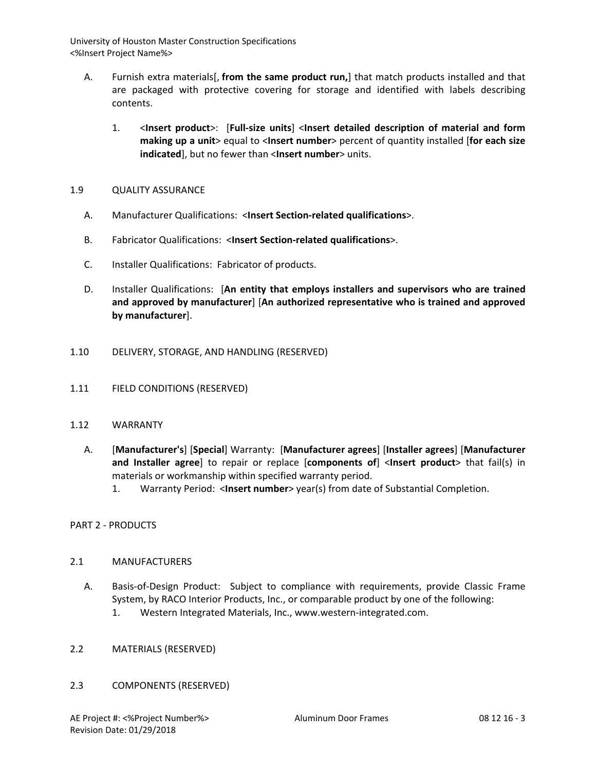A. Furnish extra materials[, **from the same product run,**] that match products installed and that are packaged with protective covering for storage and identified with labels describing contents.

1. <**Insert product**>: [**Full-size units**] <**Insert detailed description of material and form making up a unit**> equal to <**Insert number**> percent of quantity installed [**for each size indicated**], but no fewer than <**Insert number**> units.

## 1.9 QUALITY ASSURANCE

A. Manufacturer Qualifications: <**Insert Section-related qualifications**>.

B. Fabricator Qualifications: <**Insert Section-related qualifications**>.

C. Installer Qualifications: Fabricator of products.

D. Installer Qualifications: [**An entity that employs installers and supervisors who are trained and approved by manufacturer**] [**An authorized representative who is trained and approved by manufacturer**].

## 1.10 DELIVERY, STORAGE, AND HANDLING (RESERVED)

## 1.11 FIELD CONDITIONS (RESERVED)

## 1.12 WARRANTY

A. [**Manufacturer's**] [**Special**] Warranty: [**Manufacturer agrees**] [**Installer agrees**] [**Manufacturer and Installer agree**] to repair or replace [**components of**] <**Insert product**> that fail(s) in materials or workmanship within specified warranty period.

1. Warranty Period: <**Insert number**> year(s) from date of Substantial Completion.

# PART 2 - PRODUCTS

## 2.1 MANUFACTURERS

A. Basis-of-Design Product: Subject to compliance with requirements, provide Classic Frame System, by RACO Interior Products, Inc., or comparable product by one of the following:

1. Western Integrated Materials, Inc., www.western-integrated.com.

## 2.2 MATERIALS (RESERVED)

## 2.3 COMPONENTS (RESERVED)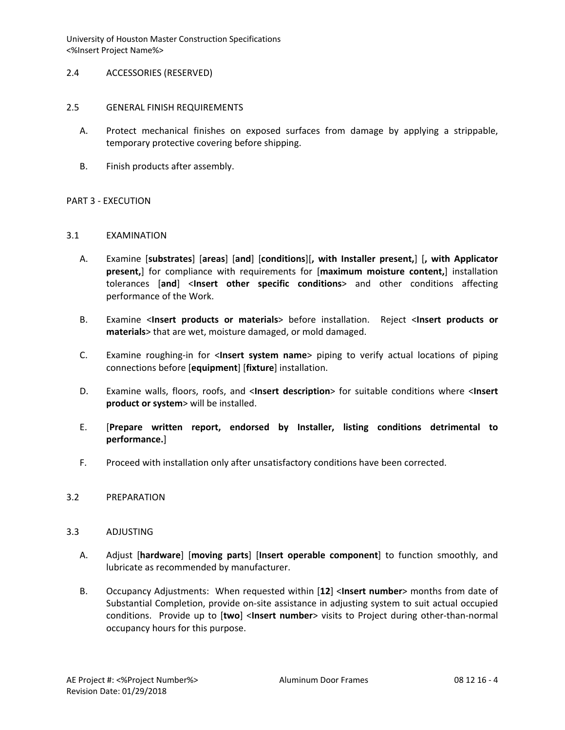## 2.4 ACCESSORIES (RESERVED)

## 2.5 GENERAL FINISH REQUIREMENTS

A. Protect mechanical finishes on exposed surfaces from damage by applying a strippable, temporary protective covering before shipping.

B. Finish products after assembly.

# PART 3 - EXECUTION

## 3.1 EXAMINATION

A. Examine [**substrates**] [**areas**] [**and**] [**conditions**][**, with Installer present,**] [**, with Applicator present,**] for compliance with requirements for [**maximum moisture content,**] installation tolerances [**and**] <**Insert other specific conditions**> and other conditions affecting performance of the Work.

B. Examine <**Insert products or materials**> before installation. Reject <**Insert products or materials**> that are wet, moisture damaged, or mold damaged.

C. Examine roughing-in for <**Insert system name**> piping to verify actual locations of piping connections before [**equipment**] [**fixture**] installation.

D. Examine walls, floors, roofs, and <**Insert description**> for suitable conditions where <**Insert product or system**> will be installed.

E. [**Prepare written report, endorsed by Installer, listing conditions detrimental to performance.**]

F. Proceed with installation only after unsatisfactory conditions have been corrected.

## 3.2 PREPARATION

## 3.3 ADJUSTING

A. Adjust [**hardware**] [**moving parts**] [**Insert operable component**] to function smoothly, and lubricate as recommended by manufacturer.

B. Occupancy Adjustments: When requested within [**12**] <**Insert number**> months from date of Substantial Completion, provide on-site assistance in adjusting system to suit actual occupied conditions. Provide up to [**two**] <**Insert number**> visits to Project during other-than-normal occupancy hours for this purpose.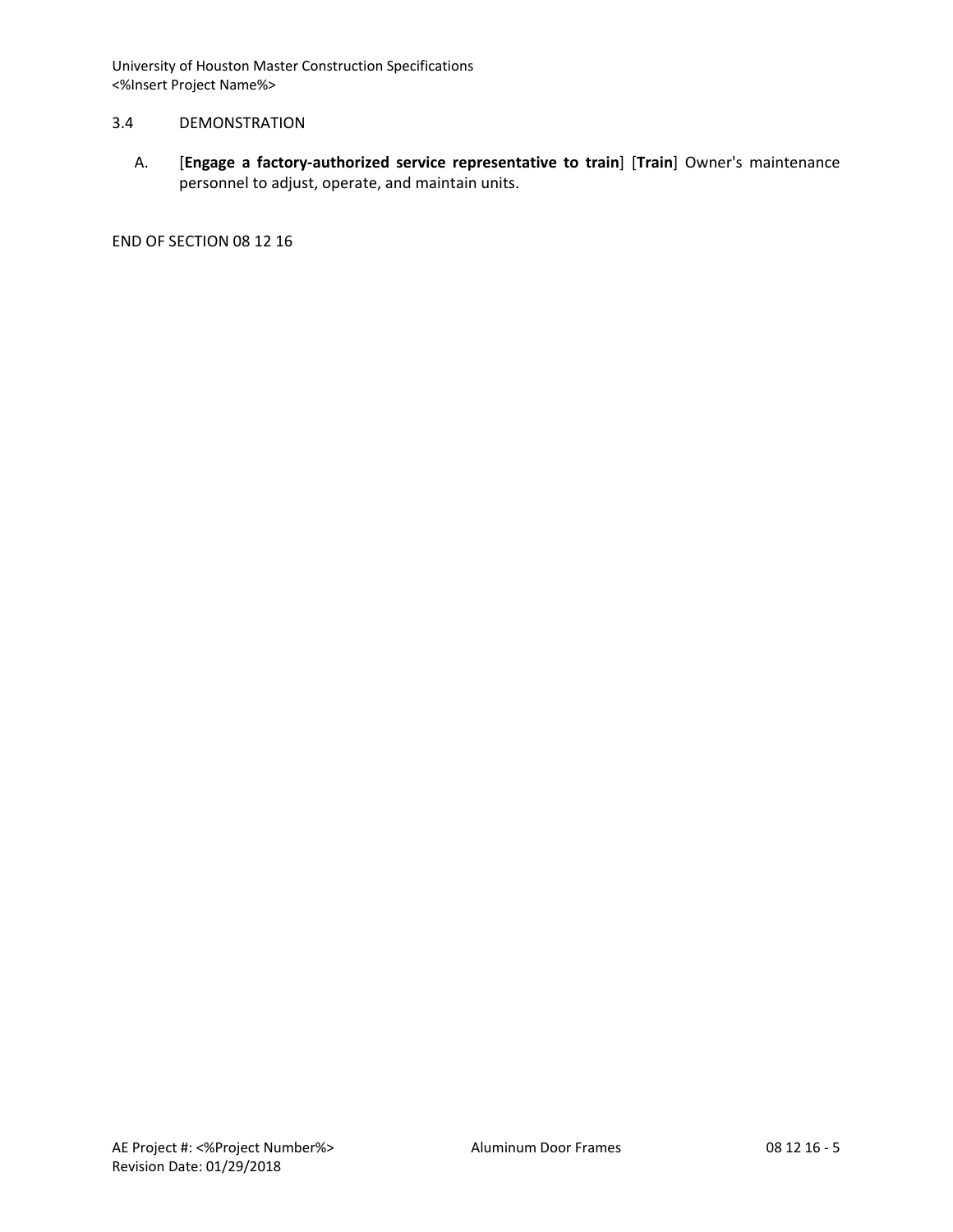### 3.4 DEMONSTRATION

A. [**Engage a factory-authorized service representative to train**] [**Train**] Owner's maintenance personnel to adjust, operate, and maintain units.

END OF SECTION 08 12 16